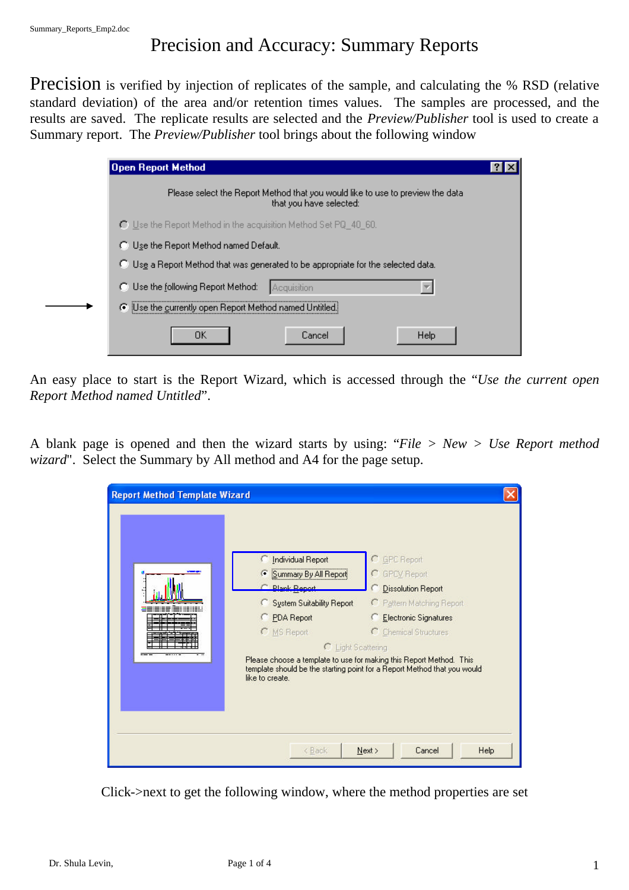# Precision and Accuracy: Summary Reports

**Precision** is verified by injection of replicates of the sample, and calculating the % RSD (relative standard deviation) of the area and/or retention times values. The samples are processed, and the results are saved. The replicate results are selected and the *Preview/Publisher* tool is used to create a Summary report. The *Preview/Publisher* tool brings about the following window

An easy place to start is the Report Wizard, which is accessed through the "*Use the current open Report Method named Untitled*".

A blank page is opened and then the wizard starts by using: "*File > New > Use Report method wizard*". Select the Summary by All method and A4 for the page setup.

Click->next to get the following window, where the method properties are set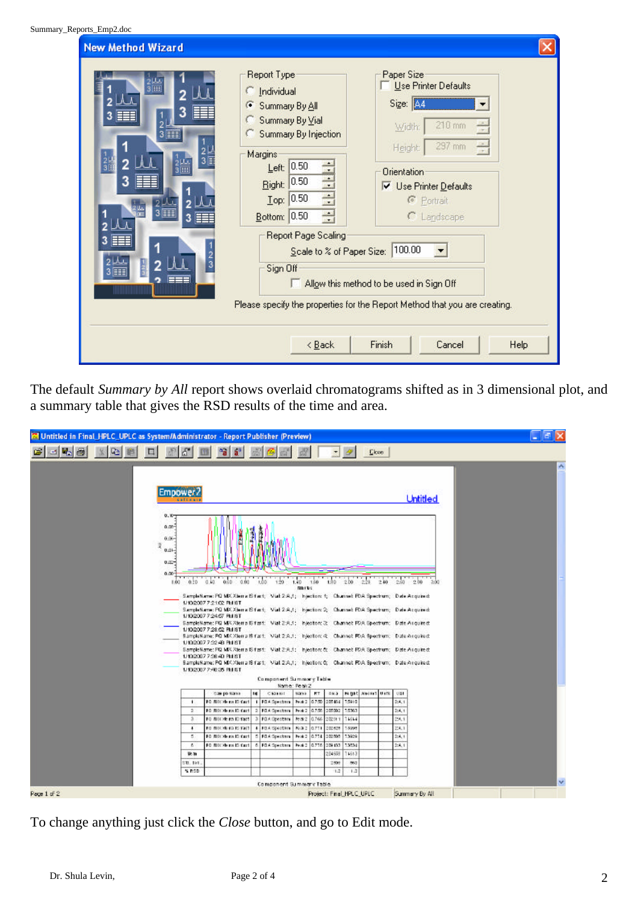The default *Summary by All* report shows overlaid chromatograms shifted as in 3 dimensional plot, and a summary table that gives the RSD results of the time and area.

To change anything just click the *Close* button, and go to Edit mode.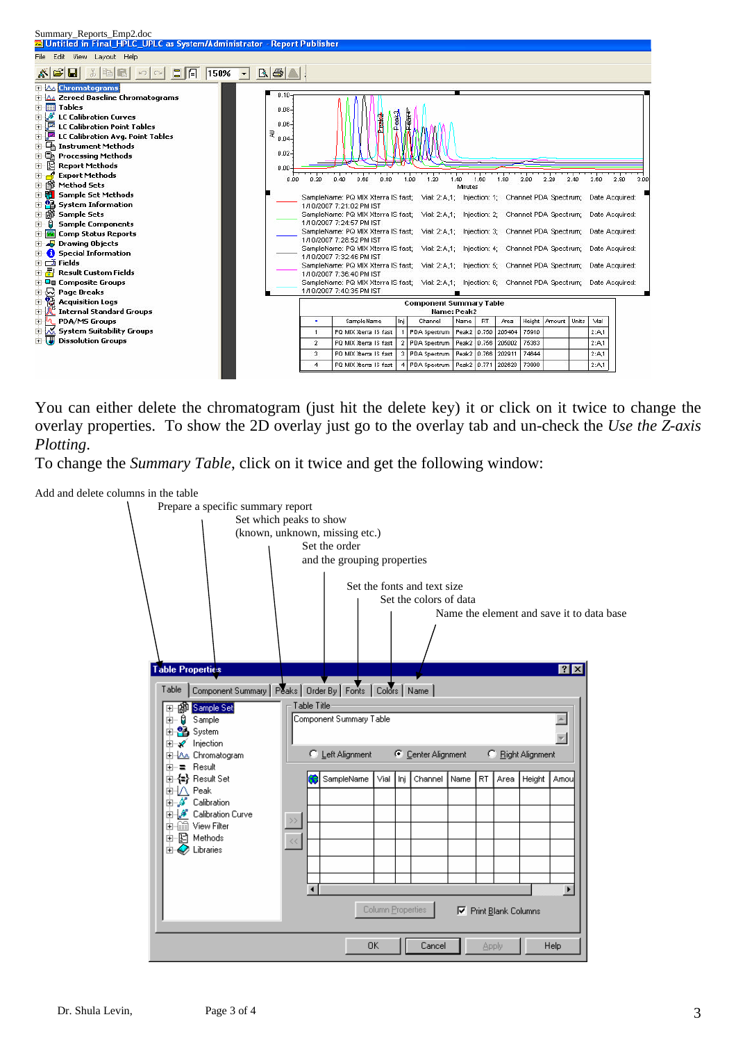You can either delete the chromatogram (just hit the delete key) it or click on it twice to change the overlay properties. To show the 2D overlay just go to the overlay tab and un-check the *Use the Z-axis Plotting*.

To change the *Summary Table*, click on it twice and get the following window:

Add and delete columns in the table

Prepare a specific summary report

Set which peaks to show (known, unknown, missing etc.)

Set the order and the grouping properties

Set the fonts and text size

Set the colors of data

Name the element and save it to data base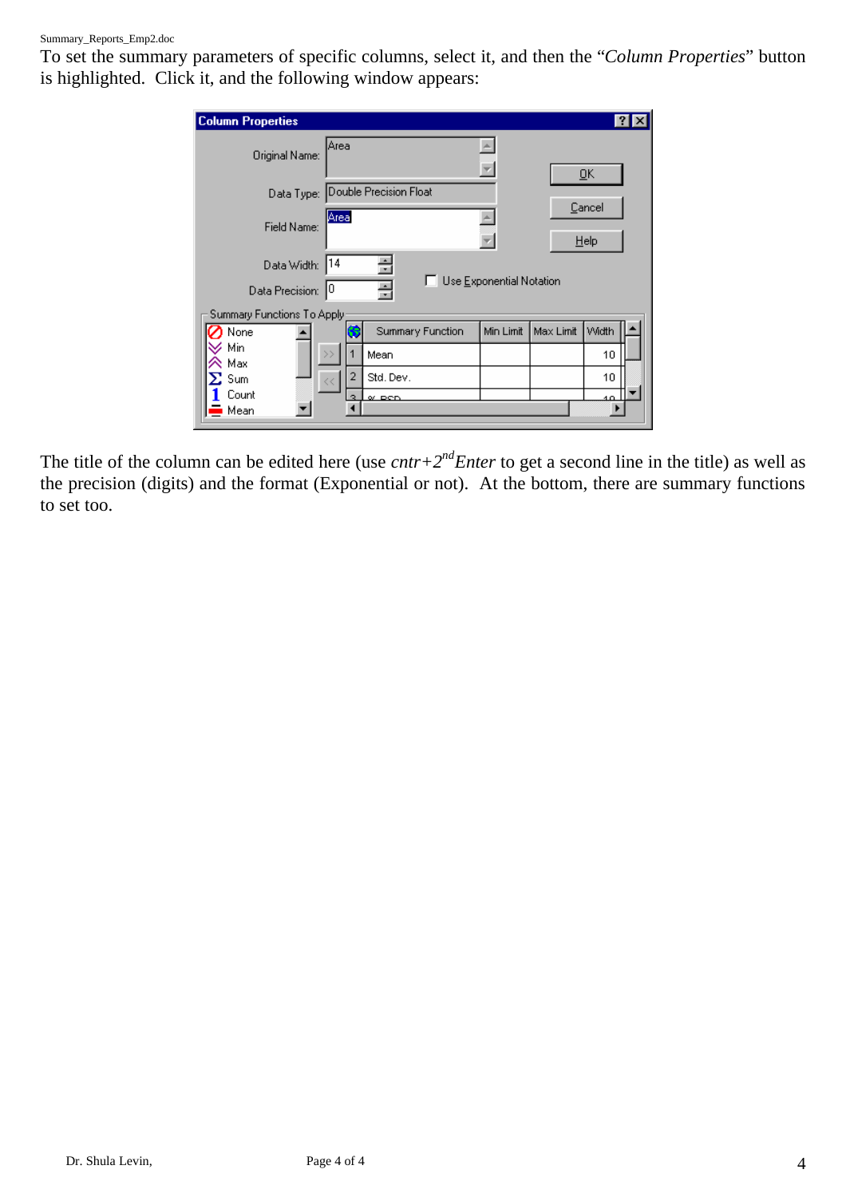To set the summary parameters of specific columns, select it, and then the "*Column Properties*" button is highlighted. Click it, and the following window appears:

Column Properties

Original Name: Area

Data Type: Double Precision Float

Field Name: Area

Data Width: 14

Data Precision: 0

Use Exponential Notation

OK

Cancel

Help

Summary Functions To Apply

None
Min
Max
Sum
Count
Mean

| | Summary Function | Min Limit | Max Limit | Width |
|---|---|---|---|---|
| 1 | Mean | | | 10 |
| 2 | Std. Dev. | | | 10 |
| 3 | % RSD | | | 10 |

The title of the column can be edited here (use *cntr+2nd Enter* to get a second line in the title) as well as the precision (digits) and the format (Exponential or not). At the bottom, there are summary functions to set too.